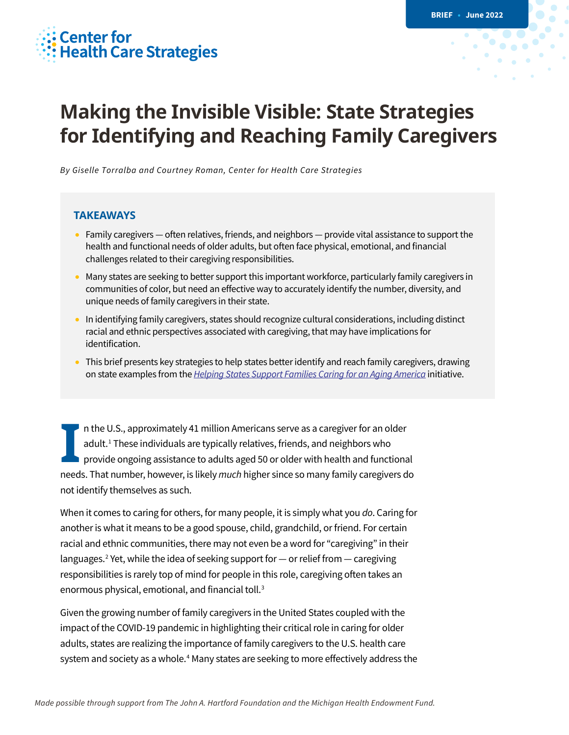Center for Health Care Strategies

BRIEF • June 2022

# Making the Invisible Visible: State Strategies for Identifying and Reaching Family Caregivers

*By Giselle Torralba and Courtney Roman, Center for Health Care Strategies*

## TAKEAWAYS

- Family caregivers — often relatives, friends, and neighbors — provide vital assistance to support the health and functional needs of older adults, but often face physical, emotional, and financial challenges related to their caregiving responsibilities.
- Many states are seeking to better support this important workforce, particularly family caregivers in communities of color, but need an effective way to accurately identify the number, diversity, and unique needs of family caregivers in their state.
- In identifying family caregivers, states should recognize cultural considerations, including distinct racial and ethnic perspectives associated with caregiving, that may have implications for identification.
- This brief presents key strategies to help states better identify and reach family caregivers, drawing on state examples from the *Helping States Support Families Caring for an Aging America* initiative.

In the U.S., approximately 41 million Americans serve as a caregiver for an older adult.[1] These individuals are typically relatives, friends, and neighbors who provide ongoing assistance to adults aged 50 or older with health and functional needs. That number, however, is likely *much* higher since so many family caregivers do not identify themselves as such.

When it comes to caring for others, for many people, it is simply what you *do*. Caring for another is what it means to be a good spouse, child, grandchild, or friend. For certain racial and ethnic communities, there may not even be a word for "caregiving" in their languages.[2] Yet, while the idea of seeking support for — or relief from — caregiving responsibilities is rarely top of mind for people in this role, caregiving often takes an enormous physical, emotional, and financial toll.[3]

Given the growing number of family caregivers in the United States coupled with the impact of the COVID-19 pandemic in highlighting their critical role in caring for older adults, states are realizing the importance of family caregivers to the U.S. health care system and society as a whole.[4] Many states are seeking to more effectively address the

*Made possible through support from The John A. Hartford Foundation and the Michigan Health Endowment Fund.*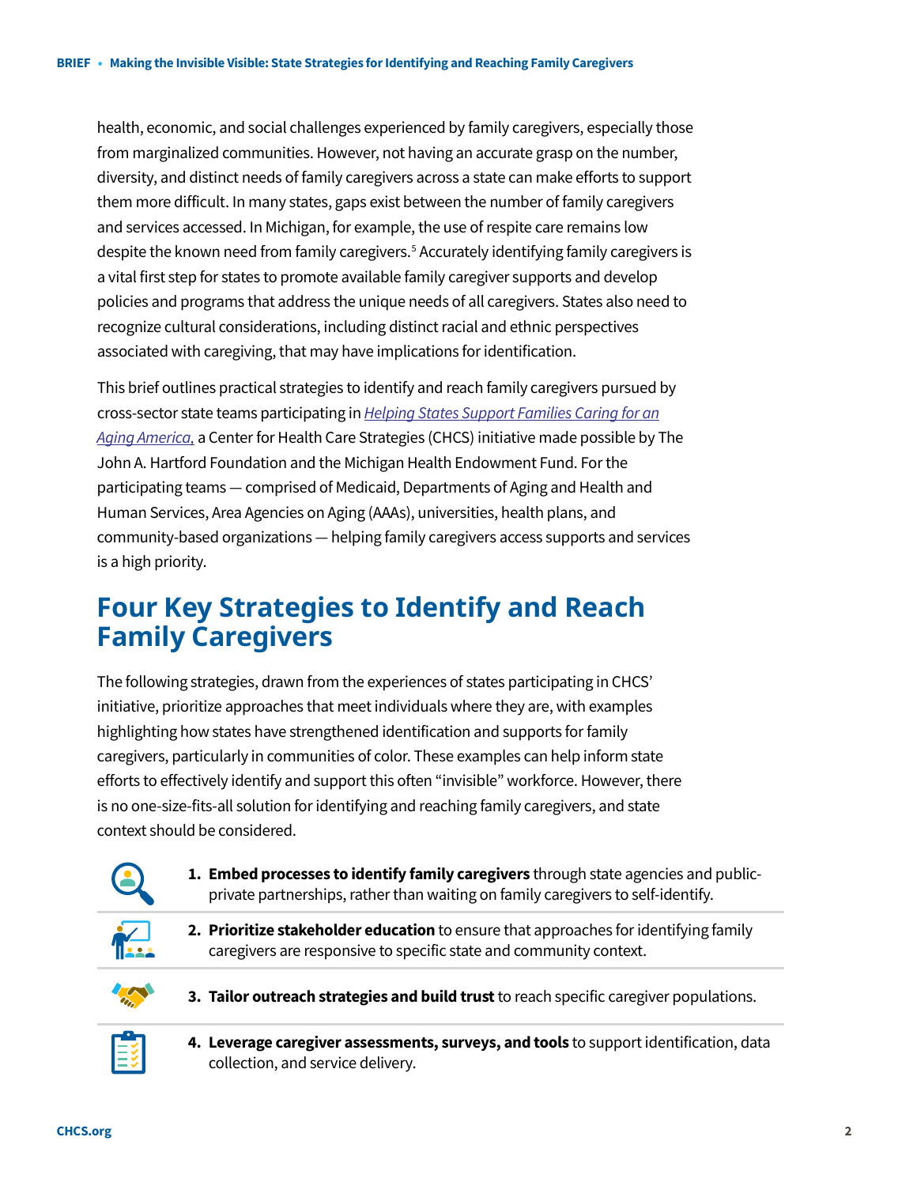health, economic, and social challenges experienced by family caregivers, especially those from marginalized communities. However, not having an accurate grasp on the number, diversity, and distinct needs of family caregivers across a state can make efforts to support them more difficult. In many states, gaps exist between the number of family caregivers and services accessed. In Michigan, for example, the use of respite care remains low despite the known need from family caregivers.[5] Accurately identifying family caregivers is a vital first step for states to promote available family caregiver supports and develop policies and programs that address the unique needs of all caregivers. States also need to recognize cultural considerations, including distinct racial and ethnic perspectives associated with caregiving, that may have implications for identification.

This brief outlines practical strategies to identify and reach family caregivers pursued by cross-sector state teams participating in *Helping States Support Families Caring for an Aging America,* a Center for Health Care Strategies (CHCS) initiative made possible by The John A. Hartford Foundation and the Michigan Health Endowment Fund. For the participating teams — comprised of Medicaid, Departments of Aging and Health and Human Services, Area Agencies on Aging (AAAs), universities, health plans, and community-based organizations — helping family caregivers access supports and services is a high priority.

## Four Key Strategies to Identify and Reach Family Caregivers

The following strategies, drawn from the experiences of states participating in CHCS' initiative, prioritize approaches that meet individuals where they are, with examples highlighting how states have strengthened identification and supports for family caregivers, particularly in communities of color. These examples can help inform state efforts to effectively identify and support this often "invisible" workforce. However, there is no one-size-fits-all solution for identifying and reaching family caregivers, and state context should be considered.

1. **Embed processes to identify family caregivers** through state agencies and public-private partnerships, rather than waiting on family caregivers to self-identify.
2. **Prioritize stakeholder education** to ensure that approaches for identifying family caregivers are responsive to specific state and community context.
3. **Tailor outreach strategies and build trust** to reach specific caregiver populations.
4. **Leverage caregiver assessments, surveys, and tools** to support identification, data collection, and service delivery.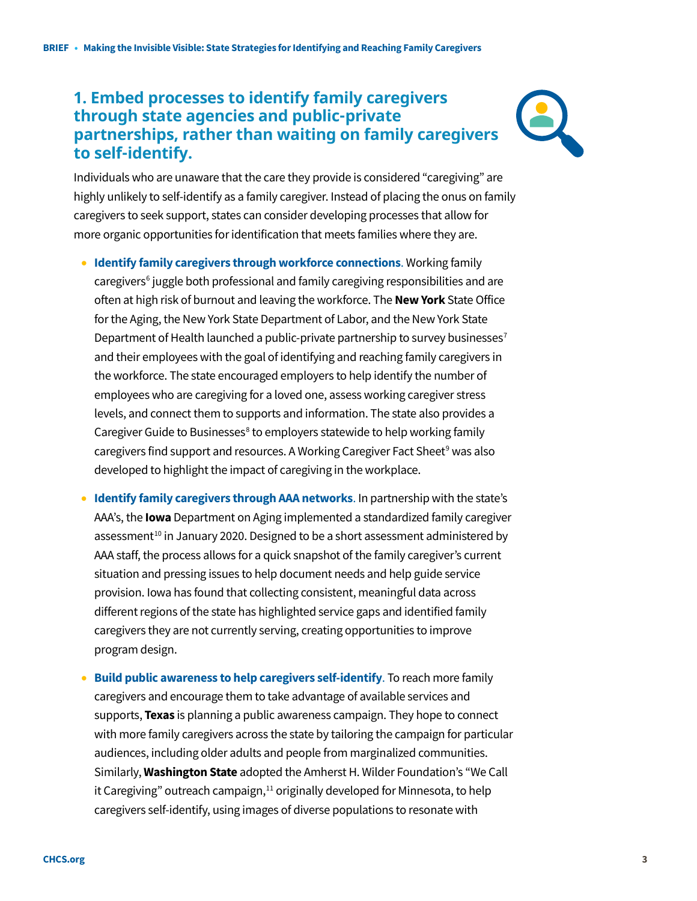## 1. Embed processes to identify family caregivers through state agencies and public-private partnerships, rather than waiting on family caregivers to self-identify.

Individuals who are unaware that the care they provide is considered "caregiving" are highly unlikely to self-identify as a family caregiver. Instead of placing the onus on family caregivers to seek support, states can consider developing processes that allow for more organic opportunities for identification that meets families where they are.

- **Identify family caregivers through workforce connections.** Working family caregivers[6] juggle both professional and family caregiving responsibilities and are often at high risk of burnout and leaving the workforce. The **New York** State Office for the Aging, the New York State Department of Labor, and the New York State Department of Health launched a public-private partnership to survey businesses[7] and their employees with the goal of identifying and reaching family caregivers in the workforce. The state encouraged employers to help identify the number of employees who are caregiving for a loved one, assess working caregiver stress levels, and connect them to supports and information. The state also provides a Caregiver Guide to Businesses[8] to employers statewide to help working family caregivers find support and resources. A Working Caregiver Fact Sheet[9] was also developed to highlight the impact of caregiving in the workplace.
- **Identify family caregivers through AAA networks.** In partnership with the state's AAA's, the **Iowa** Department on Aging implemented a standardized family caregiver assessment[10] in January 2020. Designed to be a short assessment administered by AAA staff, the process allows for a quick snapshot of the family caregiver's current situation and pressing issues to help document needs and help guide service provision. Iowa has found that collecting consistent, meaningful data across different regions of the state has highlighted service gaps and identified family caregivers they are not currently serving, creating opportunities to improve program design.
- **Build public awareness to help caregivers self-identify.** To reach more family caregivers and encourage them to take advantage of available services and supports, **Texas** is planning a public awareness campaign. They hope to connect with more family caregivers across the state by tailoring the campaign for particular audiences, including older adults and people from marginalized communities. Similarly, **Washington State** adopted the Amherst H. Wilder Foundation's "We Call it Caregiving" outreach campaign,[11] originally developed for Minnesota, to help caregivers self-identify, using images of diverse populations to resonate with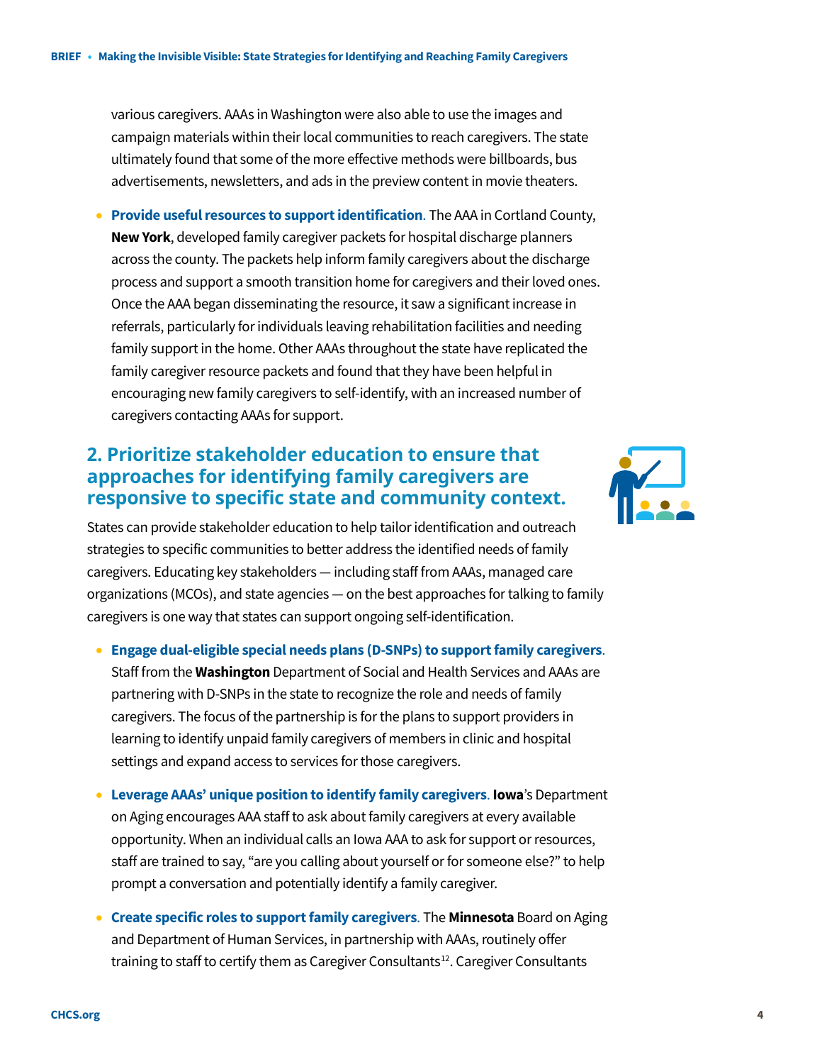various caregivers. AAAs in Washington were also able to use the images and campaign materials within their local communities to reach caregivers. The state ultimately found that some of the more effective methods were billboards, bus advertisements, newsletters, and ads in the preview content in movie theaters.

- **Provide useful resources to support identification**. The AAA in Cortland County, **New York**, developed family caregiver packets for hospital discharge planners across the county. The packets help inform family caregivers about the discharge process and support a smooth transition home for caregivers and their loved ones. Once the AAA began disseminating the resource, it saw a significant increase in referrals, particularly for individuals leaving rehabilitation facilities and needing family support in the home. Other AAAs throughout the state have replicated the family caregiver resource packets and found that they have been helpful in encouraging new family caregivers to self-identify, with an increased number of caregivers contacting AAAs for support.

## 2. Prioritize stakeholder education to ensure that approaches for identifying family caregivers are responsive to specific state and community context.

States can provide stakeholder education to help tailor identification and outreach strategies to specific communities to better address the identified needs of family caregivers. Educating key stakeholders — including staff from AAAs, managed care organizations (MCOs), and state agencies — on the best approaches for talking to family caregivers is one way that states can support ongoing self-identification.

- **Engage dual-eligible special needs plans (D-SNPs) to support family caregivers**. Staff from the **Washington** Department of Social and Health Services and AAAs are partnering with D-SNPs in the state to recognize the role and needs of family caregivers. The focus of the partnership is for the plans to support providers in learning to identify unpaid family caregivers of members in clinic and hospital settings and expand access to services for those caregivers.

- **Leverage AAAs' unique position to identify family caregivers**. **Iowa**'s Department on Aging encourages AAA staff to ask about family caregivers at every available opportunity. When an individual calls an Iowa AAA to ask for support or resources, staff are trained to say, "are you calling about yourself or for someone else?" to help prompt a conversation and potentially identify a family caregiver.

- **Create specific roles to support family caregivers**. The **Minnesota** Board on Aging and Department of Human Services, in partnership with AAAs, routinely offer training to staff to certify them as Caregiver Consultants[12]. Caregiver Consultants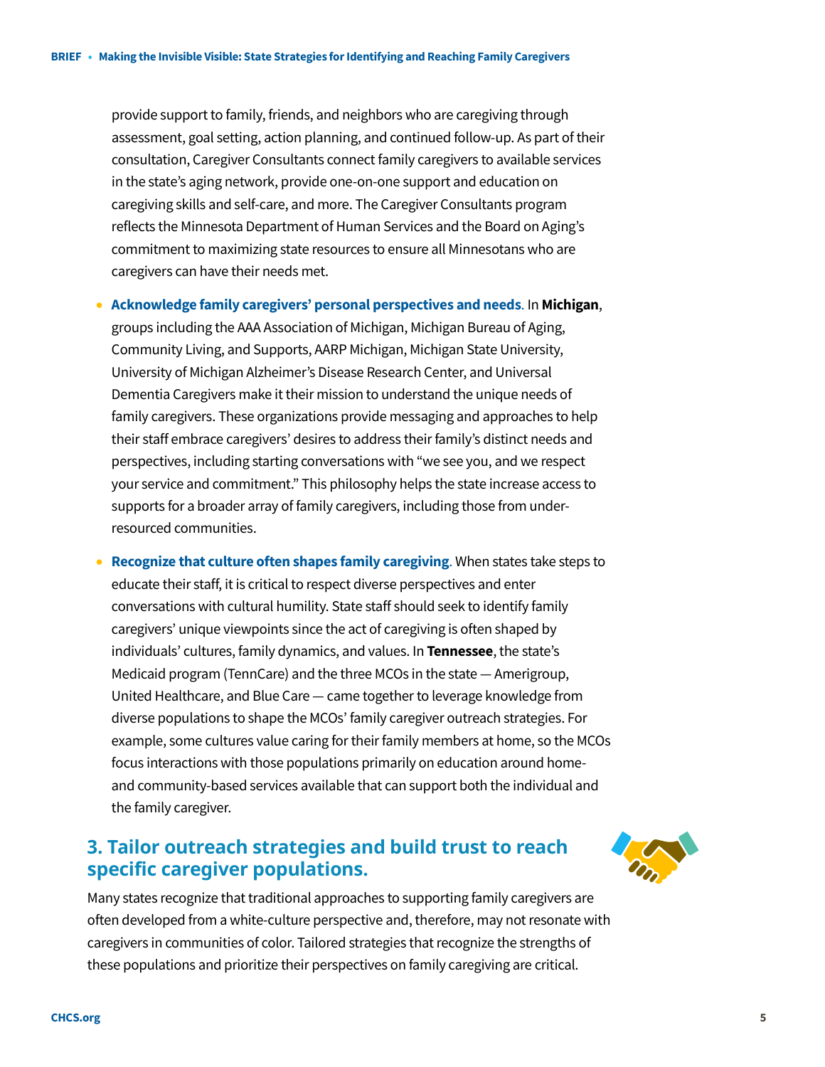provide support to family, friends, and neighbors who are caregiving through assessment, goal setting, action planning, and continued follow-up. As part of their consultation, Caregiver Consultants connect family caregivers to available services in the state's aging network, provide one-on-one support and education on caregiving skills and self-care, and more. The Caregiver Consultants program reflects the Minnesota Department of Human Services and the Board on Aging's commitment to maximizing state resources to ensure all Minnesotans who are caregivers can have their needs met.

- **Acknowledge family caregivers' personal perspectives and needs**. In **Michigan**, groups including the AAA Association of Michigan, Michigan Bureau of Aging, Community Living, and Supports, AARP Michigan, Michigan State University, University of Michigan Alzheimer's Disease Research Center, and Universal Dementia Caregivers make it their mission to understand the unique needs of family caregivers. These organizations provide messaging and approaches to help their staff embrace caregivers' desires to address their family's distinct needs and perspectives, including starting conversations with "we see you, and we respect your service and commitment." This philosophy helps the state increase access to supports for a broader array of family caregivers, including those from under-resourced communities.
- **Recognize that culture often shapes family caregiving**. When states take steps to educate their staff, it is critical to respect diverse perspectives and enter conversations with cultural humility. State staff should seek to identify family caregivers' unique viewpoints since the act of caregiving is often shaped by individuals' cultures, family dynamics, and values. In **Tennessee**, the state's Medicaid program (TennCare) and the three MCOs in the state — Amerigroup, United Healthcare, and Blue Care — came together to leverage knowledge from diverse populations to shape the MCOs' family caregiver outreach strategies. For example, some cultures value caring for their family members at home, so the MCOs focus interactions with those populations primarily on education around home- and community-based services available that can support both the individual and the family caregiver.

## 3. Tailor outreach strategies and build trust to reach specific caregiver populations.

Many states recognize that traditional approaches to supporting family caregivers are often developed from a white-culture perspective and, therefore, may not resonate with caregivers in communities of color. Tailored strategies that recognize the strengths of these populations and prioritize their perspectives on family caregiving are critical.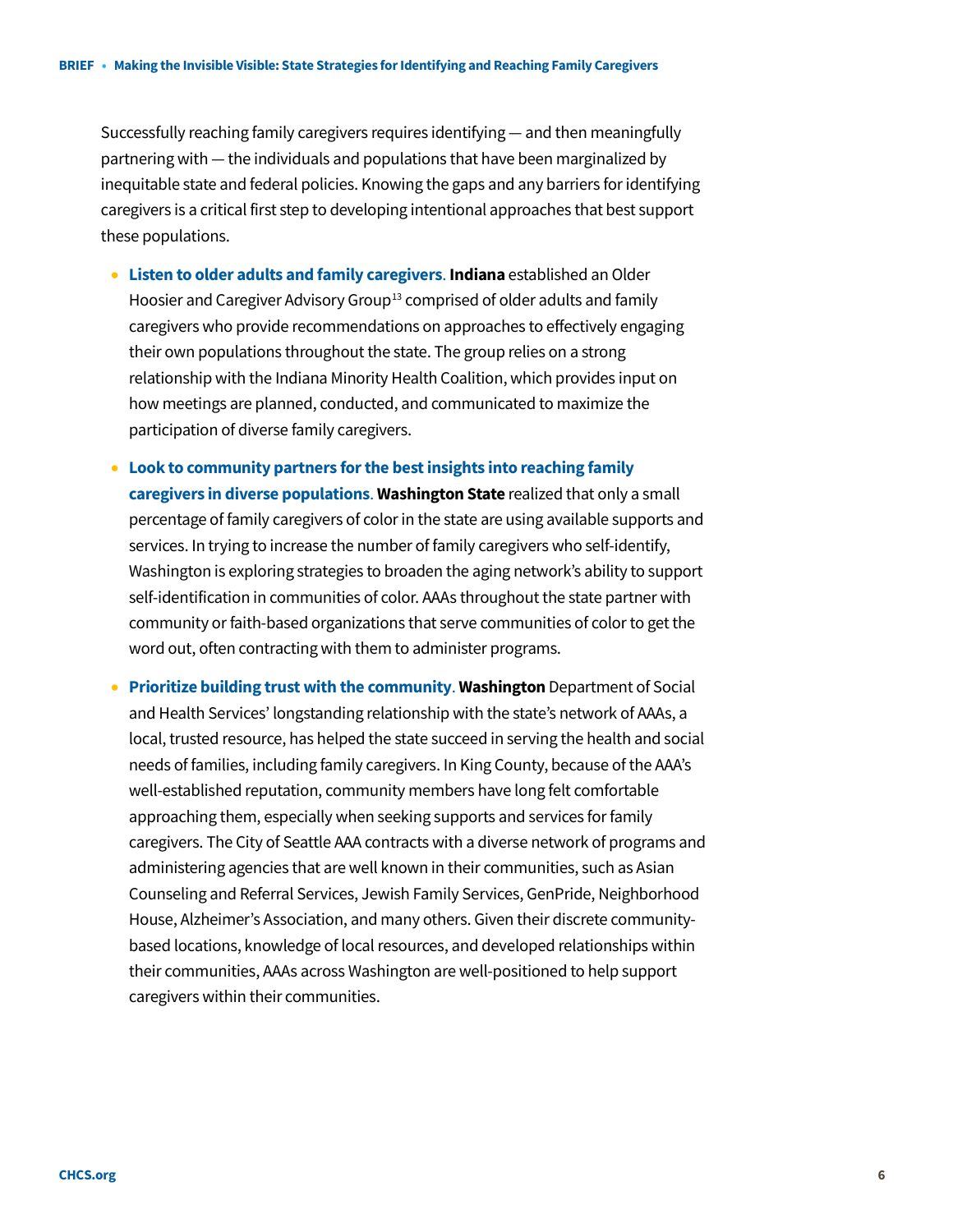Successfully reaching family caregivers requires identifying — and then meaningfully partnering with — the individuals and populations that have been marginalized by inequitable state and federal policies. Knowing the gaps and any barriers for identifying caregivers is a critical first step to developing intentional approaches that best support these populations.

- **Listen to older adults and family caregivers.** **Indiana** established an Older Hoosier and Caregiver Advisory Group[13] comprised of older adults and family caregivers who provide recommendations on approaches to effectively engaging their own populations throughout the state. The group relies on a strong relationship with the Indiana Minority Health Coalition, which provides input on how meetings are planned, conducted, and communicated to maximize the participation of diverse family caregivers.

- **Look to community partners for the best insights into reaching family caregivers in diverse populations.** **Washington State** realized that only a small percentage of family caregivers of color in the state are using available supports and services. In trying to increase the number of family caregivers who self-identify, Washington is exploring strategies to broaden the aging network's ability to support self-identification in communities of color. AAAs throughout the state partner with community or faith-based organizations that serve communities of color to get the word out, often contracting with them to administer programs.

- **Prioritize building trust with the community.** **Washington** Department of Social and Health Services' longstanding relationship with the state's network of AAAs, a local, trusted resource, has helped the state succeed in serving the health and social needs of families, including family caregivers. In King County, because of the AAA's well-established reputation, community members have long felt comfortable approaching them, especially when seeking supports and services for family caregivers. The City of Seattle AAA contracts with a diverse network of programs and administering agencies that are well known in their communities, such as Asian Counseling and Referral Services, Jewish Family Services, GenPride, Neighborhood House, Alzheimer's Association, and many others. Given their discrete community-based locations, knowledge of local resources, and developed relationships within their communities, AAAs across Washington are well-positioned to help support caregivers within their communities.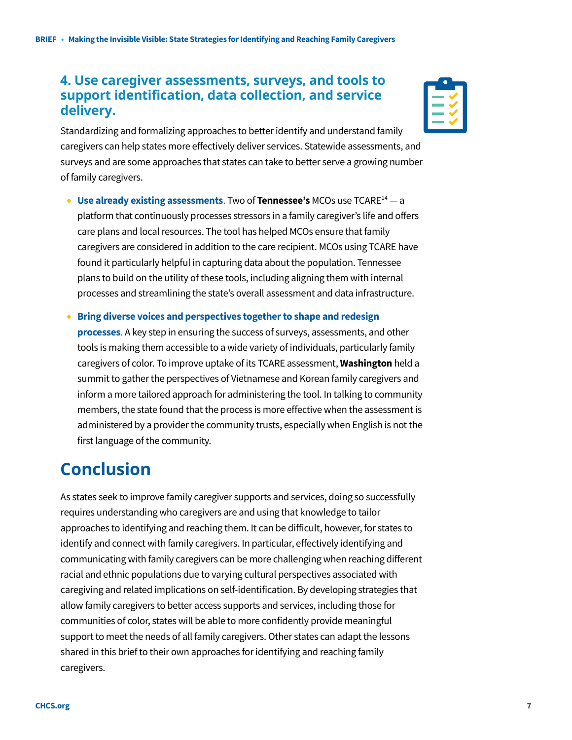### 4. Use caregiver assessments, surveys, and tools to support identification, data collection, and service delivery.

Standardizing and formalizing approaches to better identify and understand family caregivers can help states more effectively deliver services. Statewide assessments, and surveys and are some approaches that states can take to better serve a growing number of family caregivers.

- **Use already existing assessments**. Two of **Tennessee's** MCOs use TCARE[14] — a platform that continuously processes stressors in a family caregiver's life and offers care plans and local resources. The tool has helped MCOs ensure that family caregivers are considered in addition to the care recipient. MCOs using TCARE have found it particularly helpful in capturing data about the population. Tennessee plans to build on the utility of these tools, including aligning them with internal processes and streamlining the state's overall assessment and data infrastructure.
- **Bring diverse voices and perspectives together to shape and redesign processes**. A key step in ensuring the success of surveys, assessments, and other tools is making them accessible to a wide variety of individuals, particularly family caregivers of color. To improve uptake of its TCARE assessment, **Washington** held a summit to gather the perspectives of Vietnamese and Korean family caregivers and inform a more tailored approach for administering the tool. In talking to community members, the state found that the process is more effective when the assessment is administered by a provider the community trusts, especially when English is not the first language of the community.

## Conclusion

As states seek to improve family caregiver supports and services, doing so successfully requires understanding who caregivers are and using that knowledge to tailor approaches to identifying and reaching them. It can be difficult, however, for states to identify and connect with family caregivers. In particular, effectively identifying and communicating with family caregivers can be more challenging when reaching different racial and ethnic populations due to varying cultural perspectives associated with caregiving and related implications on self-identification. By developing strategies that allow family caregivers to better access supports and services, including those for communities of color, states will be able to more confidently provide meaningful support to meet the needs of all family caregivers. Other states can adapt the lessons shared in this brief to their own approaches for identifying and reaching family caregivers.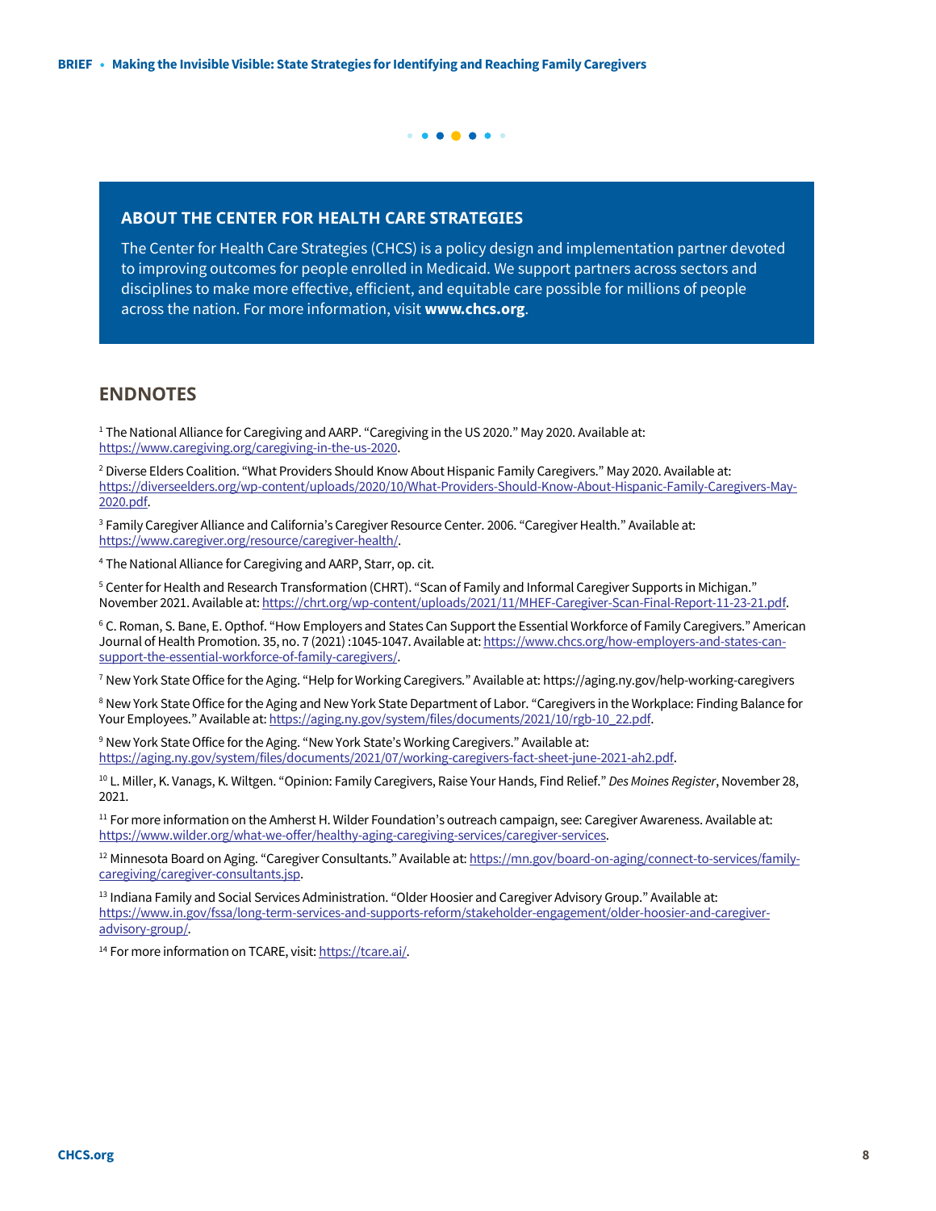## ABOUT THE CENTER FOR HEALTH CARE STRATEGIES

The Center for Health Care Strategies (CHCS) is a policy design and implementation partner devoted to improving outcomes for people enrolled in Medicaid. We support partners across sectors and disciplines to make more effective, efficient, and equitable care possible for millions of people across the nation. For more information, visit **www.chcs.org**.

## ENDNOTES

[1] The National Alliance for Caregiving and AARP. "Caregiving in the US 2020." May 2020. Available at: https://www.caregiving.org/caregiving-in-the-us-2020.

[2] Diverse Elders Coalition. "What Providers Should Know About Hispanic Family Caregivers." May 2020. Available at: https://diverseelders.org/wp-content/uploads/2020/10/What-Providers-Should-Know-About-Hispanic-Family-Caregivers-May-2020.pdf.

[3] Family Caregiver Alliance and California's Caregiver Resource Center. 2006. "Caregiver Health." Available at: https://www.caregiver.org/resource/caregiver-health/.

[4] The National Alliance for Caregiving and AARP, Starr, op. cit.

[5] Center for Health and Research Transformation (CHRT). "Scan of Family and Informal Caregiver Supports in Michigan." November 2021. Available at: https://chrt.org/wp-content/uploads/2021/11/MHEF-Caregiver-Scan-Final-Report-11-23-21.pdf.

[6] C. Roman, S. Bane, E. Opthof. "How Employers and States Can Support the Essential Workforce of Family Caregivers." American Journal of Health Promotion. 35, no. 7 (2021) :1045-1047. Available at: https://www.chcs.org/how-employers-and-states-can-support-the-essential-workforce-of-family-caregivers/.

[7] New York State Office for the Aging. "Help for Working Caregivers." Available at: https://aging.ny.gov/help-working-caregivers

[8] New York State Office for the Aging and New York State Department of Labor. "Caregivers in the Workplace: Finding Balance for Your Employees." Available at: https://aging.ny.gov/system/files/documents/2021/10/rgb-10_22.pdf.

[9] New York State Office for the Aging. "New York State's Working Caregivers." Available at: https://aging.ny.gov/system/files/documents/2021/07/working-caregivers-fact-sheet-june-2021-ah2.pdf.

[10] L. Miller, K. Vanags, K. Wiltgen. "Opinion: Family Caregivers, Raise Your Hands, Find Relief." *Des Moines Register*, November 28, 2021.

[11] For more information on the Amherst H. Wilder Foundation's outreach campaign, see: Caregiver Awareness. Available at: https://www.wilder.org/what-we-offer/healthy-aging-caregiving-services/caregiver-services.

[12] Minnesota Board on Aging. "Caregiver Consultants." Available at: https://mn.gov/board-on-aging/connect-to-services/family-caregiving/caregiver-consultants.jsp.

[13] Indiana Family and Social Services Administration. "Older Hoosier and Caregiver Advisory Group." Available at: https://www.in.gov/fssa/long-term-services-and-supports-reform/stakeholder-engagement/older-hoosier-and-caregiver-advisory-group/.

[14] For more information on TCARE, visit: https://tcare.ai/.